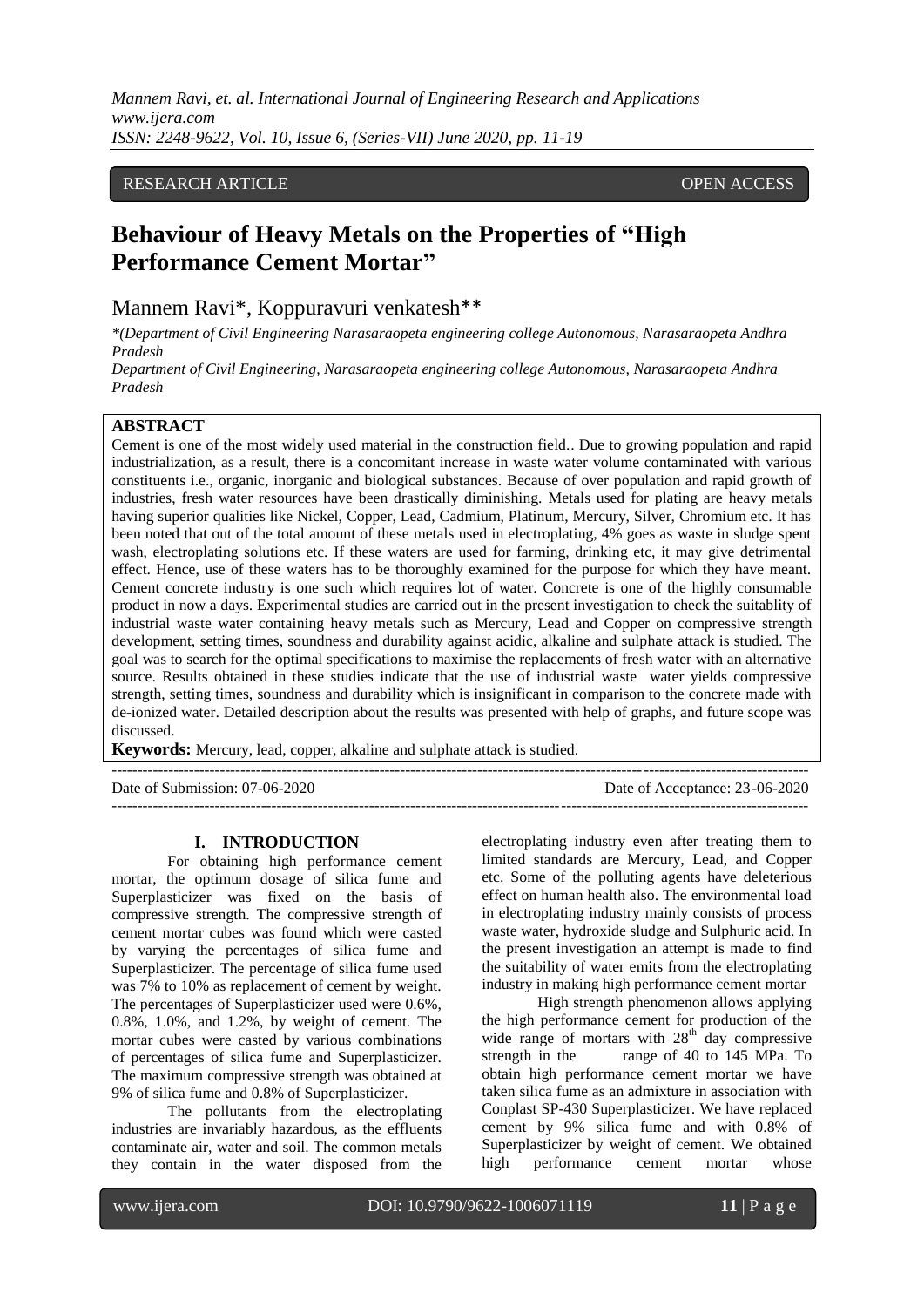RESEARCH ARTICLE OPEN ACCESS

# Behaviour of Heavy Metals on the Properties of "High Performance Cement Mortar"

Mannem Ravi*, Koppuravuri venkatesh**

*(Department of Civil Engineering Narasaraopeta engineering college Autonomous, Narasaraopeta Andhra Pradesh

Department of Civil Engineering, Narasaraopeta engineering college Autonomous, Narasaraopeta Andhra Pradesh

## ABSTRACT

Cement is one of the most widely used material in the construction field.. Due to growing population and rapid industrialization, as a result, there is a concomitant increase in waste water volume contaminated with various constituents i.e., organic, inorganic and biological substances. Because of over population and rapid growth of industries, fresh water resources have been drastically diminishing. Metals used for plating are heavy metals having superior qualities like Nickel, Copper, Lead, Cadmium, Platinum, Mercury, Silver, Chromium etc. It has been noted that out of the total amount of these metals used in electroplating, 4% goes as waste in sludge spent wash, electroplating solutions etc. If these waters are used for farming, drinking etc, it may give detrimental effect. Hence, use of these waters has to be thoroughly examined for the purpose for which they have meant. Cement concrete industry is one such which requires lot of water. Concrete is one of the highly consumable product in now a days. Experimental studies are carried out in the present investigation to check the suitablity of industrial waste water containing heavy metals such as Mercury, Lead and Copper on compressive strength development, setting times, soundness and durability against acidic, alkaline and sulphate attack is studied. The goal was to search for the optimal specifications to maximise the replacements of fresh water with an alternative source. Results obtained in these studies indicate that the use of industrial waste water yields compressive strength, setting times, soundness and durability which is insignificant in comparison to the concrete made with de-ionized water. Detailed description about the results was presented with help of graphs, and future scope was discussed.

**Keywords:** Mercury, lead, copper, alkaline and sulphate attack is studied.

Date of Submission: 07-06-2020 Date of Acceptance: 23-06-2020

## I. INTRODUCTION

For obtaining high performance cement mortar, the optimum dosage of silica fume and Superplasticizer was fixed on the basis of compressive strength. The compressive strength of cement mortar cubes was found which were casted by varying the percentages of silica fume and Superplasticizer. The percentage of silica fume used was 7% to 10% as replacement of cement by weight. The percentages of Superplasticizer used were 0.6%, 0.8%, 1.0%, and 1.2%, by weight of cement. The mortar cubes were casted by various combinations of percentages of silica fume and Superplasticizer. The maximum compressive strength was obtained at 9% of silica fume and 0.8% of Superplasticizer.

The pollutants from the electroplating industries are invariably hazardous, as the effluents contaminate air, water and soil. The common metals they contain in the water disposed from the electroplating industry even after treating them to limited standards are Mercury, Lead, and Copper etc. Some of the polluting agents have deleterious effect on human health also. The environmental load in electroplating industry mainly consists of process waste water, hydroxide sludge and Sulphuric acid. In the present investigation an attempt is made to find the suitability of water emits from the electroplating industry in making high performance cement mortar

High strength phenomenon allows applying the high performance cement for production of the wide range of mortars with 28[th] day compressive strength in the range of 40 to 145 MPa. To obtain high performance cement mortar we have taken silica fume as an admixture in association with Conplast SP-430 Superplasticizer. We have replaced cement by 9% silica fume and with 0.8% of Superplasticizer by weight of cement. We obtained high performance cement mortar whose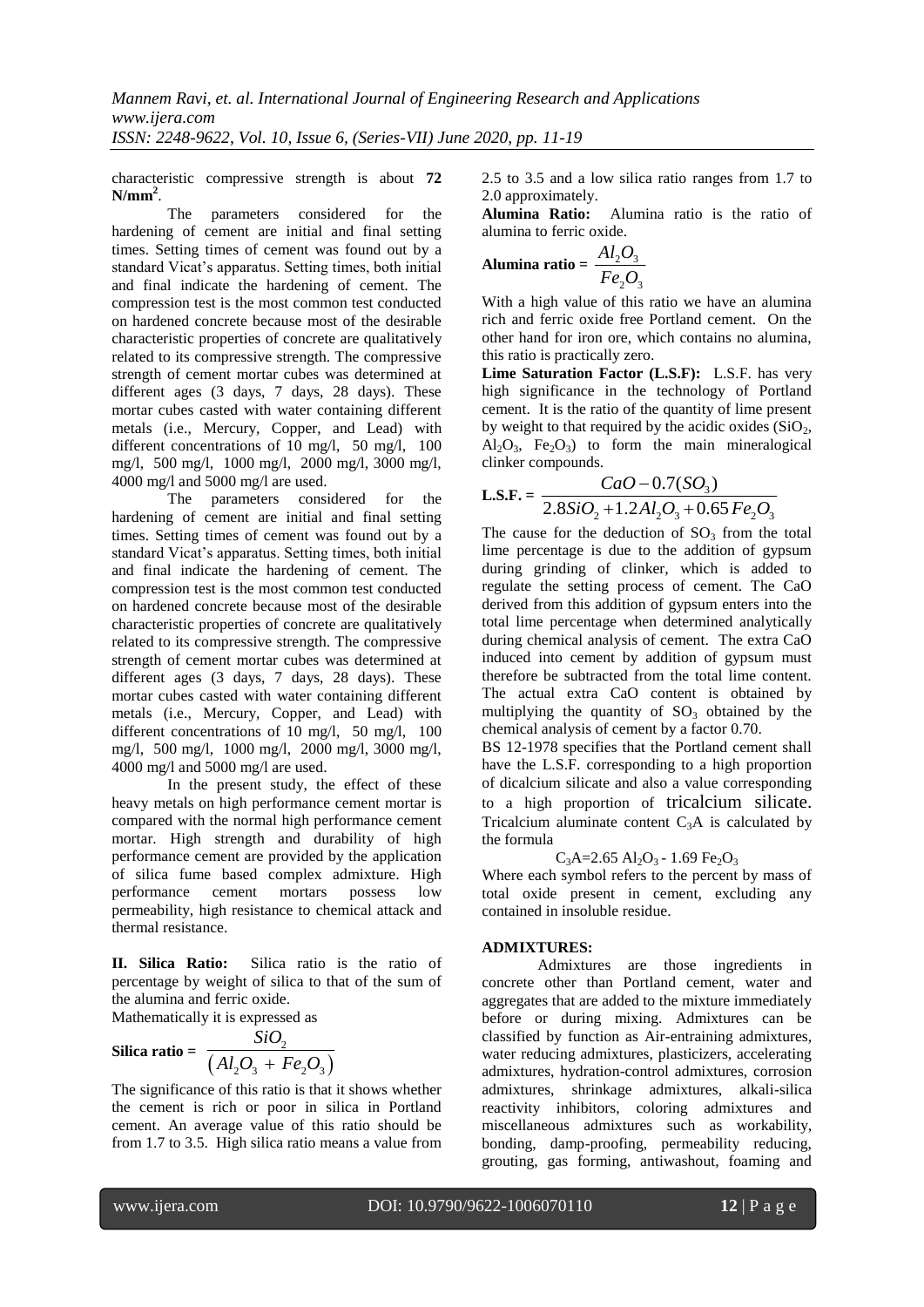characteristic compressive strength is about **72 N/mm$^2$**.

The parameters considered for the hardening of cement are initial and final setting times. Setting times of cement was found out by a standard Vicat's apparatus. Setting times, both initial and final indicate the hardening of cement. The compression test is the most common test conducted on hardened concrete because most of the desirable characteristic properties of concrete are qualitatively related to its compressive strength. The compressive strength of cement mortar cubes was determined at different ages (3 days, 7 days, 28 days). These mortar cubes casted with water containing different metals (i.e., Mercury, Copper, and Lead) with different concentrations of 10 mg/l, 50 mg/l, 100 mg/l, 500 mg/l, 1000 mg/l, 2000 mg/l, 3000 mg/l, 4000 mg/l and 5000 mg/l are used.

The parameters considered for the hardening of cement are initial and final setting times. Setting times of cement was found out by a standard Vicat's apparatus. Setting times, both initial and final indicate the hardening of cement. The compression test is the most common test conducted on hardened concrete because most of the desirable characteristic properties of concrete are qualitatively related to its compressive strength. The compressive strength of cement mortar cubes was determined at different ages (3 days, 7 days, 28 days). These mortar cubes casted with water containing different metals (i.e., Mercury, Copper, and Lead) with different concentrations of 10 mg/l, 50 mg/l, 100 mg/l, 500 mg/l, 1000 mg/l, 2000 mg/l, 3000 mg/l, 4000 mg/l and 5000 mg/l are used.

In the present study, the effect of these heavy metals on high performance cement mortar is compared with the normal high performance cement mortar. High strength and durability of high performance cement are provided by the application of silica fume based complex admixture. High performance cement mortars possess low permeability, high resistance to chemical attack and thermal resistance.

**II. Silica Ratio:** Silica ratio is the ratio of percentage by weight of silica to that of the sum of the alumina and ferric oxide.

Mathematically it is expressed as

$$\textbf{Silica ratio} = \frac{SiO_2}{\left(Al_2O_3 + Fe_2O_3\right)}$$

The significance of this ratio is that it shows whether the cement is rich or poor in silica in Portland cement. An average value of this ratio should be from 1.7 to 3.5. High silica ratio means a value from 2.5 to 3.5 and a low silica ratio ranges from 1.7 to 2.0 approximately.

**Alumina Ratio:** Alumina ratio is the ratio of alumina to ferric oxide.

$$\textbf{Alumina ratio} = \frac{Al_2O_3}{Fe_2O_3}$$

With a high value of this ratio we have an alumina rich and ferric oxide free Portland cement. On the other hand for iron ore, which contains no alumina, this ratio is practically zero.

**Lime Saturation Factor (L.S.F):** L.S.F. has very high significance in the technology of Portland cement. It is the ratio of the quantity of lime present by weight to that required by the acidic oxides ($SiO_2$, $Al_2O_3$, $Fe_2O_3$) to form the main mineralogical clinker compounds.

$$\textbf{L.S.F.} = \frac{CaO - 0.7(SO_3)}{2.8SiO_2 + 1.2Al_2O_3 + 0.65Fe_2O_3}$$

The cause for the deduction of $SO_3$ from the total lime percentage is due to the addition of gypsum during grinding of clinker, which is added to regulate the setting process of cement. The CaO derived from this addition of gypsum enters into the total lime percentage when determined analytically during chemical analysis of cement. The extra CaO induced into cement by addition of gypsum must therefore be subtracted from the total lime content. The actual extra CaO content is obtained by multiplying the quantity of $SO_3$ obtained by the chemical analysis of cement by a factor 0.70.

BS 12-1978 specifies that the Portland cement shall have the L.S.F. corresponding to a high proportion of dicalcium silicate and also a value corresponding to a high proportion of tricalcium silicate. Tricalcium aluminate content $C_3A$ is calculated by the formula

$$C_3A = 2.65\ Al_2O_3 - 1.69\ Fe_2O_3$$

Where each symbol refers to the percent by mass of total oxide present in cement, excluding any contained in insoluble residue.

**ADMIXTURES:**

Admixtures are those ingredients in concrete other than Portland cement, water and aggregates that are added to the mixture immediately before or during mixing. Admixtures can be classified by function as Air-entraining admixtures, water reducing admixtures, plasticizers, accelerating admixtures, hydration-control admixtures, corrosion admixtures, shrinkage admixtures, alkali-silica reactivity inhibitors, coloring admixtures and miscellaneous admixtures such as workability, bonding, damp-proofing, permeability reducing, grouting, gas forming, antiwashout, foaming and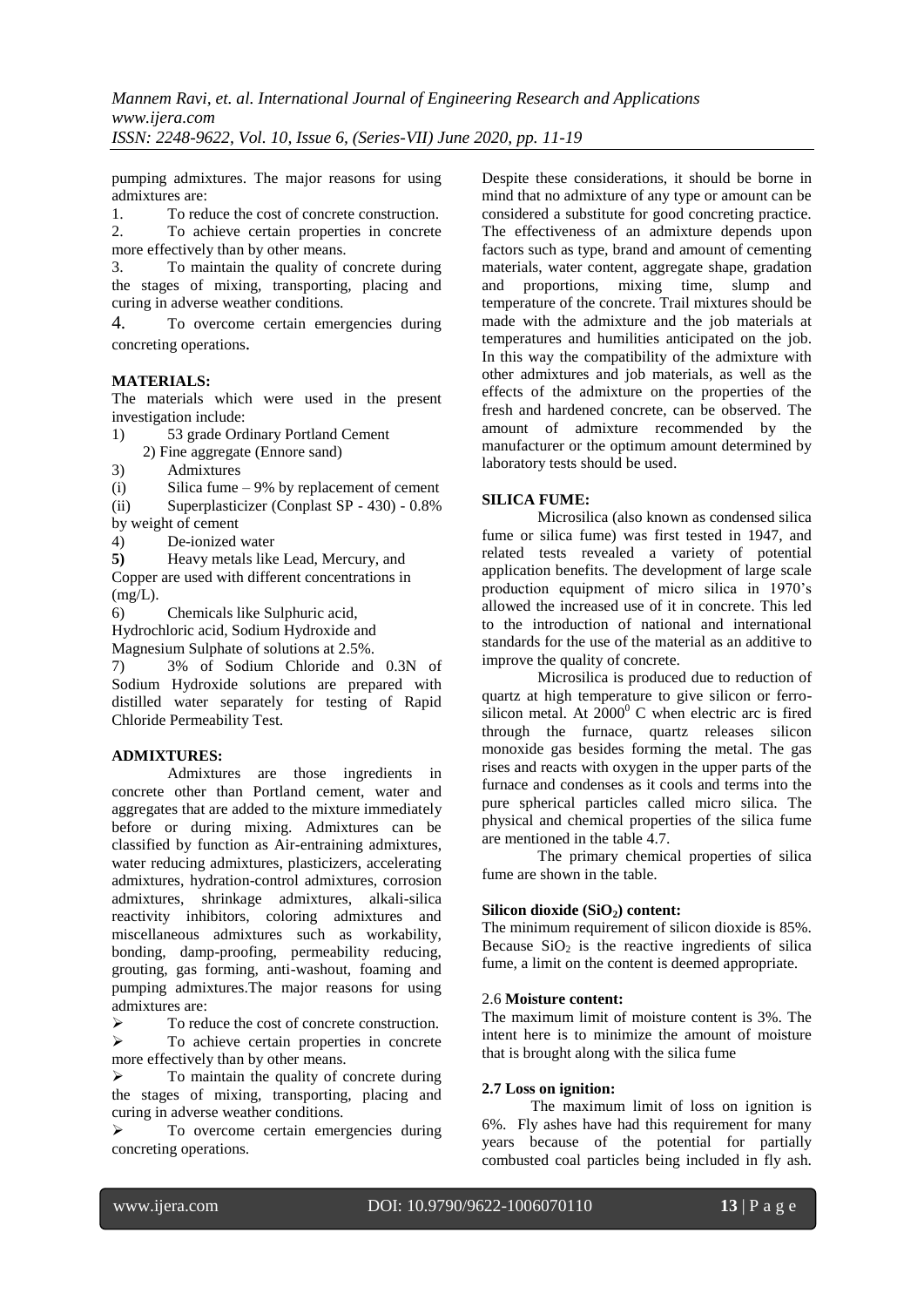pumping admixtures. The major reasons for using admixtures are:

1. To reduce the cost of concrete construction.
2. To achieve certain properties in concrete more effectively than by other means.
3. To maintain the quality of concrete during the stages of mixing, transporting, placing and curing in adverse weather conditions.
4. To overcome certain emergencies during concreting operations.

## MATERIALS:

The materials which were used in the present investigation include:

1) 53 grade Ordinary Portland Cement
2) Fine aggregate (Ennore sand)
3) Admixtures
   (i) Silica fume – 9% by replacement of cement
   (ii) Superplasticizer (Conplast SP - 430) - 0.8% by weight of cement
4) De-ionized water
5) Heavy metals like Lead, Mercury, and Copper are used with different concentrations in (mg/L).
6) Chemicals like Sulphuric acid, Hydrochloric acid, Sodium Hydroxide and Magnesium Sulphate of solutions at 2.5%.
7) 3% of Sodium Chloride and 0.3N of Sodium Hydroxide solutions are prepared with distilled water separately for testing of Rapid Chloride Permeability Test.

## ADMIXTURES:

Admixtures are those ingredients in concrete other than Portland cement, water and aggregates that are added to the mixture immediately before or during mixing. Admixtures can be classified by function as Air-entraining admixtures, water reducing admixtures, plasticizers, accelerating admixtures, hydration-control admixtures, corrosion admixtures, shrinkage admixtures, alkali-silica reactivity inhibitors, coloring admixtures and miscellaneous admixtures such as workability, bonding, damp-proofing, permeability reducing, grouting, gas forming, anti-washout, foaming and pumping admixtures.The major reasons for using admixtures are:

- To reduce the cost of concrete construction.
- To achieve certain properties in concrete more effectively than by other means.
- To maintain the quality of concrete during the stages of mixing, transporting, placing and curing in adverse weather conditions.
- To overcome certain emergencies during concreting operations.

Despite these considerations, it should be borne in mind that no admixture of any type or amount can be considered a substitute for good concreting practice. The effectiveness of an admixture depends upon factors such as type, brand and amount of cementing materials, water content, aggregate shape, gradation and proportions, mixing time, slump and temperature of the concrete. Trail mixtures should be made with the admixture and the job materials at temperatures and humilities anticipated on the job. In this way the compatibility of the admixture with other admixtures and job materials, as well as the effects of the admixture on the properties of the fresh and hardened concrete, can be observed. The amount of admixture recommended by the manufacturer or the optimum amount determined by laboratory tests should be used.

## SILICA FUME:

Microsilica (also known as condensed silica fume or silica fume) was first tested in 1947, and related tests revealed a variety of potential application benefits. The development of large scale production equipment of micro silica in 1970's allowed the increased use of it in concrete. This led to the introduction of national and international standards for the use of the material as an additive to improve the quality of concrete.

Microsilica is produced due to reduction of quartz at high temperature to give silicon or ferro-silicon metal. At $2000^0$ C when electric arc is fired through the furnace, quartz releases silicon monoxide gas besides forming the metal. The gas rises and reacts with oxygen in the upper parts of the furnace and condenses as it cools and terms into the pure spherical particles called micro silica. The physical and chemical properties of the silica fume are mentioned in the table 4.7.

The primary chemical properties of silica fume are shown in the table.

### Silicon dioxide ($SiO_2$) content:

The minimum requirement of silicon dioxide is 85%. Because $SiO_2$ is the reactive ingredients of silica fume, a limit on the content is deemed appropriate.

### 2.6 Moisture content:

The maximum limit of moisture content is 3%. The intent here is to minimize the amount of moisture that is brought along with the silica fume

### 2.7 Loss on ignition:

The maximum limit of loss on ignition is 6%. Fly ashes have had this requirement for many years because of the potential for partially combusted coal particles being included in fly ash.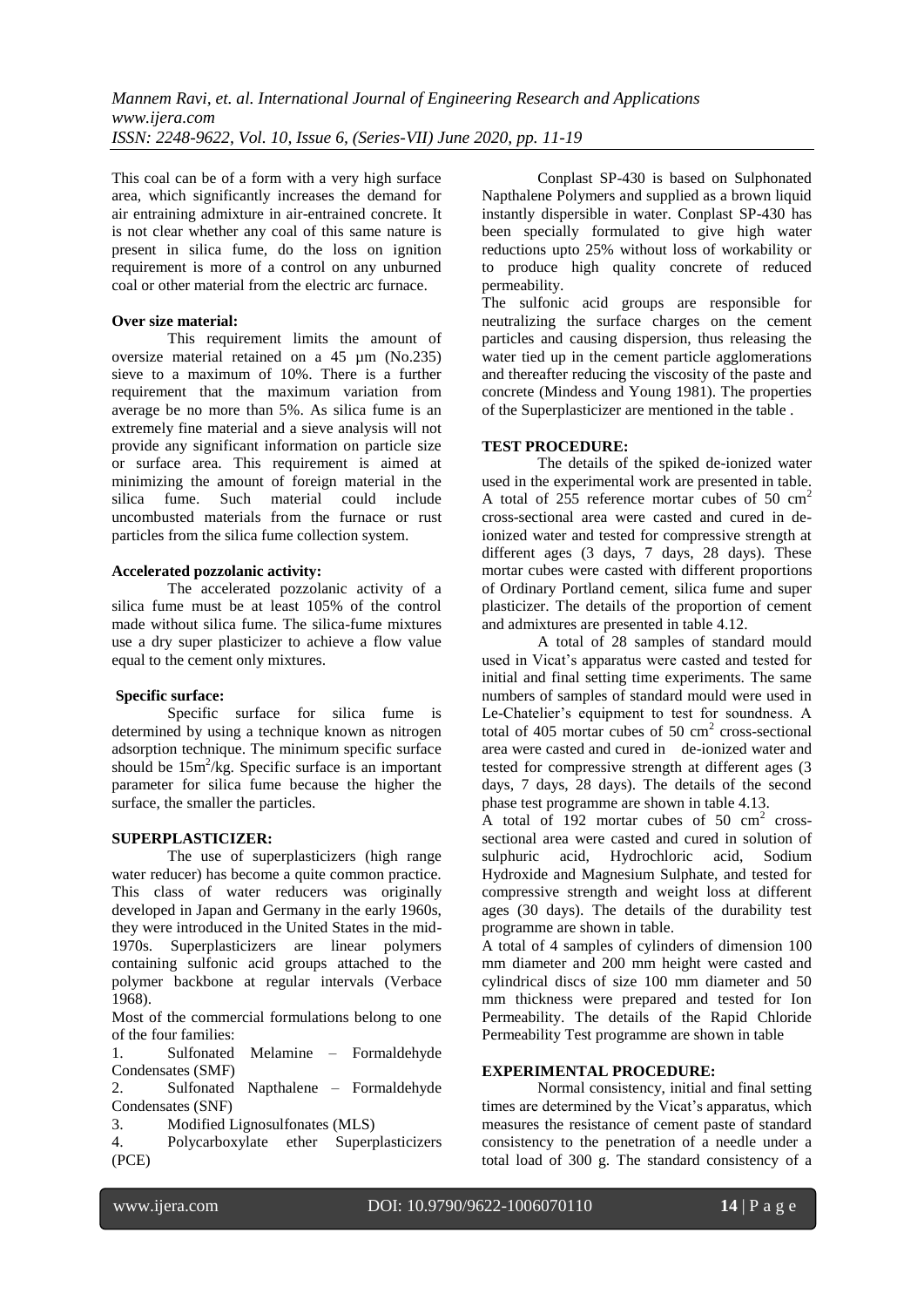This coal can be of a form with a very high surface area, which significantly increases the demand for air entraining admixture in air-entrained concrete. It is not clear whether any coal of this same nature is present in silica fume, do the loss on ignition requirement is more of a control on any unburned coal or other material from the electric arc furnace.

**Over size material:**

This requirement limits the amount of oversize material retained on a 45 µm (No.235) sieve to a maximum of 10%. There is a further requirement that the maximum variation from average be no more than 5%. As silica fume is an extremely fine material and a sieve analysis will not provide any significant information on particle size or surface area. This requirement is aimed at minimizing the amount of foreign material in the silica fume. Such material could include uncombusted materials from the furnace or rust particles from the silica fume collection system.

**Accelerated pozzolanic activity:**

The accelerated pozzolanic activity of a silica fume must be at least 105% of the control made without silica fume. The silica-fume mixtures use a dry super plasticizer to achieve a flow value equal to the cement only mixtures.

**Specific surface:**

Specific surface for silica fume is determined by using a technique known as nitrogen adsorption technique. The minimum specific surface should be $15m^2/kg$. Specific surface is an important parameter for silica fume because the higher the surface, the smaller the particles.

**SUPERPLASTICIZER:**

The use of superplasticizers (high range water reducer) has become a quite common practice. This class of water reducers was originally developed in Japan and Germany in the early 1960s, they were introduced in the United States in the mid-1970s. Superplasticizers are linear polymers containing sulfonic acid groups attached to the polymer backbone at regular intervals (Verbace 1968).

Most of the commercial formulations belong to one of the four families:

1. Sulfonated Melamine – Formaldehyde Condensates (SMF)
2. Sulfonated Napthalene – Formaldehyde Condensates (SNF)
3. Modified Lignosulfonates (MLS)
4. Polycarboxylate ether Superplasticizers (PCE)

Conplast SP-430 is based on Sulphonated Napthalene Polymers and supplied as a brown liquid instantly dispersible in water. Conplast SP-430 has been specially formulated to give high water reductions upto 25% without loss of workability or to produce high quality concrete of reduced permeability.

The sulfonic acid groups are responsible for neutralizing the surface charges on the cement particles and causing dispersion, thus releasing the water tied up in the cement particle agglomerations and thereafter reducing the viscosity of the paste and concrete (Mindess and Young 1981). The properties of the Superplasticizer are mentioned in the table .

**TEST PROCEDURE:**

The details of the spiked de-ionized water used in the experimental work are presented in table. A total of 255 reference mortar cubes of 50 $cm^2$ cross-sectional area were casted and cured in de-ionized water and tested for compressive strength at different ages (3 days, 7 days, 28 days). These mortar cubes were casted with different proportions of Ordinary Portland cement, silica fume and super plasticizer. The details of the proportion of cement and admixtures are presented in table 4.12.

A total of 28 samples of standard mould used in Vicat's apparatus were casted and tested for initial and final setting time experiments. The same numbers of samples of standard mould were used in Le-Chatelier's equipment to test for soundness. A total of 405 mortar cubes of 50 $cm^2$ cross-sectional area were casted and cured in de-ionized water and tested for compressive strength at different ages (3 days, 7 days, 28 days). The details of the second phase test programme are shown in table 4.13.

A total of 192 mortar cubes of 50 $cm^2$ cross-sectional area were casted and cured in solution of sulphuric acid, Hydrochloric acid, Sodium Hydroxide and Magnesium Sulphate, and tested for compressive strength and weight loss at different ages (30 days). The details of the durability test programme are shown in table.

A total of 4 samples of cylinders of dimension 100 mm diameter and 200 mm height were casted and cylindrical discs of size 100 mm diameter and 50 mm thickness were prepared and tested for Ion Permeability. The details of the Rapid Chloride Permeability Test programme are shown in table

**EXPERIMENTAL PROCEDURE:**

Normal consistency, initial and final setting times are determined by the Vicat's apparatus, which measures the resistance of cement paste of standard consistency to the penetration of a needle under a total load of 300 g. The standard consistency of a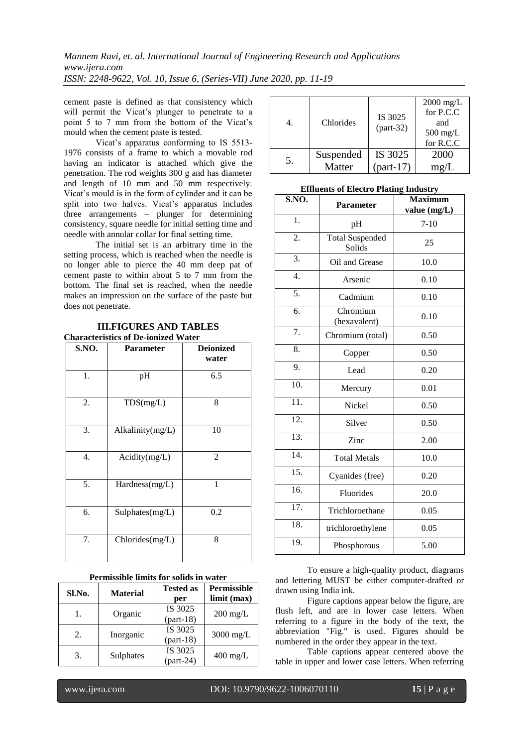cement paste is defined as that consistency which will permit the Vicat's plunger to penetrate to a point 5 to 7 mm from the bottom of the Vicat's mould when the cement paste is tested.

Vicat's apparatus conforming to IS 5513-1976 consists of a frame to which a movable rod having an indicator is attached which give the penetration. The rod weights 300 g and has diameter and length of 10 mm and 50 mm respectively. Vicat's mould is in the form of cylinder and it can be split into two halves. Vicat's apparatus includes three arrangements – plunger for determining consistency, square needle for initial setting time and needle with annular collar for final setting time.

The initial set is an arbitrary time in the setting process, which is reached when the needle is no longer able to pierce the 40 mm deep pat of cement paste to within about 5 to 7 mm from the bottom. The final set is reached, when the needle makes an impression on the surface of the paste but does not penetrate.

## III.FIGURES AND TABLES

**Characteristics of De-ionized Water**

| S.NO. | Parameter | Deionized water |
|---|---|---|
| 1. | pH | 6.5 |
| 2. | TDS(mg/L) | 8 |
| 3. | Alkalinity(mg/L) | 10 |
| 4. | Acidity(mg/L) | 2 |
| 5. | Hardness(mg/L) | 1 |
| 6. | Sulphates(mg/L) | 0.2 |
| 7. | Chlorides(mg/L) | 8 |

**Permissible limits for solids in water**

| Sl.No. | Material | Tested as per | Permissible limit (max) |
|---|---|---|---|
| 1. | Organic | IS 3025 (part-18) | 200 mg/L |
| 2. | Inorganic | IS 3025 (part-18) | 3000 mg/L |
| 3. | Sulphates | IS 3025 (part-24) | 400 mg/L |
| 4. | Chlorides | IS 3025 (part-32) | 2000 mg/L for P.C.C and 500 mg/L for R.C.C |
| 5. | Suspended Matter | IS 3025 (part-17) | 2000 mg/L |

**Effluents of Electro Plating Industry**

| S.NO. | Parameter | Maximum value (mg/L) |
|---|---|---|
| 1. | pH | 7-10 |
| 2. | Total Suspended Solids | 25 |
| 3. | Oil and Grease | 10.0 |
| 4. | Arsenic | 0.10 |
| 5. | Cadmium | 0.10 |
| 6. | Chromium (hexavalent) | 0.10 |
| 7. | Chromium (total) | 0.50 |
| 8. | Copper | 0.50 |
| 9. | Lead | 0.20 |
| 10. | Mercury | 0.01 |
| 11. | Nickel | 0.50 |
| 12. | Silver | 0.50 |
| 13. | Zinc | 2.00 |
| 14. | Total Metals | 10.0 |
| 15. | Cyanides (free) | 0.20 |
| 16. | Fluorides | 20.0 |
| 17. | Trichloroethane | 0.05 |
| 18. | trichloroethylene | 0.05 |
| 19. | Phosphorous | 5.00 |

To ensure a high-quality product, diagrams and lettering MUST be either computer-drafted or drawn using India ink.

Figure captions appear below the figure, are flush left, and are in lower case letters. When referring to a figure in the body of the text, the abbreviation "Fig." is used. Figures should be numbered in the order they appear in the text.

Table captions appear centered above the table in upper and lower case letters. When referring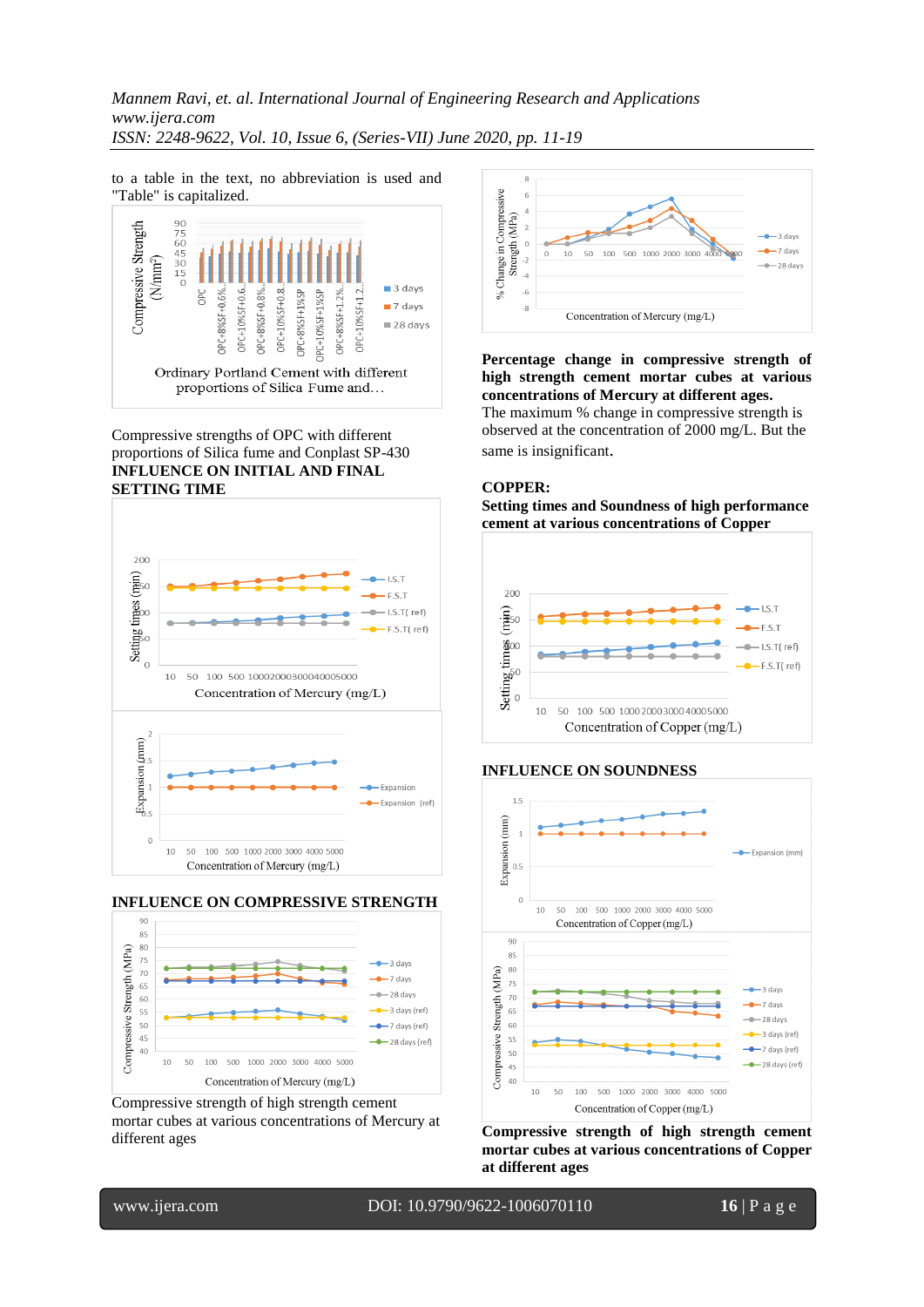to a table in the text, no abbreviation is used and "Table" is capitalized.

Compressive strengths of OPC with different proportions of Silica fume and Conplast SP-430

**INFLUENCE ON INITIAL AND FINAL SETTING TIME**

**INFLUENCE ON COMPRESSIVE STRENGTH**

Compressive strength of high strength cement mortar cubes at various concentrations of Mercury at different ages

**Percentage change in compressive strength of high strength cement mortar cubes at various concentrations of Mercury at different ages.**

The maximum % change in compressive strength is observed at the concentration of 2000 mg/L. But the same is insignificant.

**COPPER:**

**Setting times and Soundness of high performance cement at various concentrations of Copper**

**INFLUENCE ON SOUNDNESS**

**Compressive strength of high strength cement mortar cubes at various concentrations of Copper at different ages**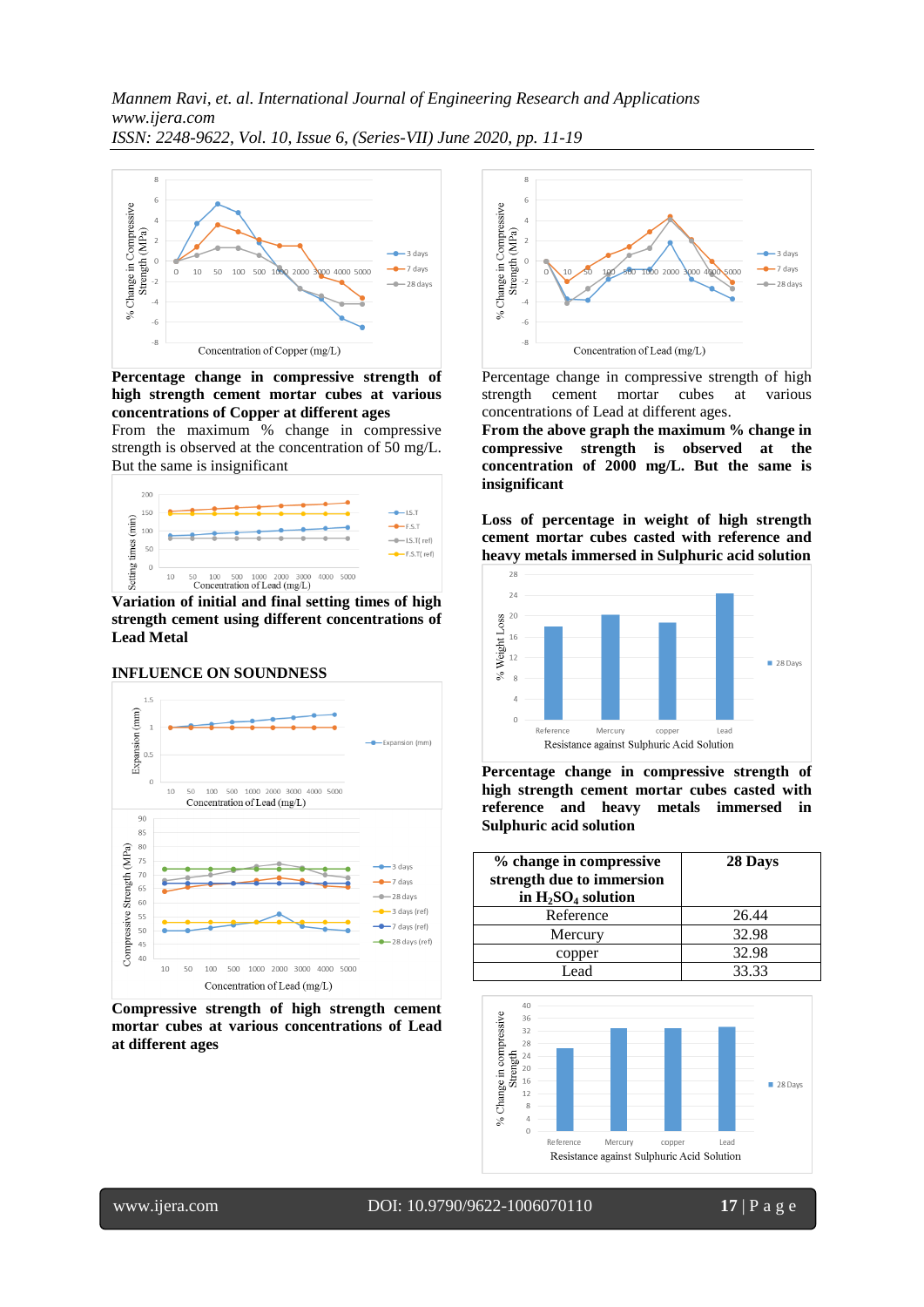**Percentage change in compressive strength of high strength cement mortar cubes at various concentrations of Copper at different ages**

From the maximum % change in compressive strength is observed at the concentration of 50 mg/L. But the same is insignificant

**Variation of initial and final setting times of high strength cement using different concentrations of Lead Metal**

**INFLUENCE ON SOUNDNESS**

**Compressive strength of high strength cement mortar cubes at various concentrations of Lead at different ages**

Percentage change in compressive strength of high strength cement mortar cubes at various concentrations of Lead at different ages.

**From the above graph the maximum % change in compressive strength is observed at the concentration of 2000 mg/L. But the same is insignificant**

**Loss of percentage in weight of high strength cement mortar cubes casted with reference and heavy metals immersed in Sulphuric acid solution**

**Percentage change in compressive strength of high strength cement mortar cubes casted with reference and heavy metals immersed in Sulphuric acid solution**

| % change in compressive strength due to immersion in $H_2SO_4$ solution | 28 Days |
|---|---|
| Reference | 26.44 |
| Mercury | 32.98 |
| copper | 32.98 |
| Lead | 33.33 |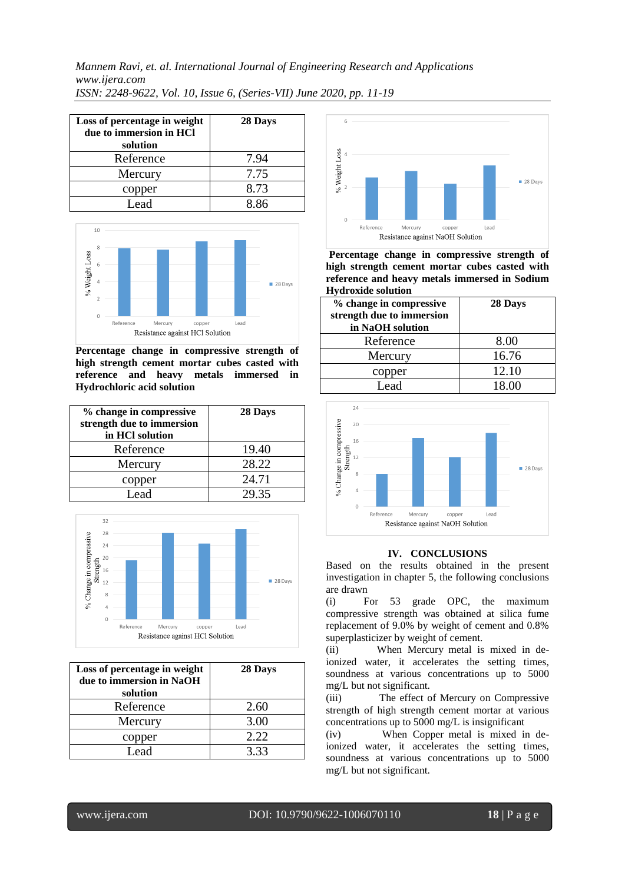| Loss of percentage in weight due to immersion in HCl solution | 28 Days |
|---|---|
| Reference | 7.94 |
| Mercury | 7.75 |
| copper | 8.73 |
| Lead | 8.86 |

Resistance against HCl Solution

**Percentage change in compressive strength of high strength cement mortar cubes casted with reference and heavy metals immersed in Hydrochloric acid solution**

| % change in compressive strength due to immersion in HCl solution | 28 Days |
|---|---|
| Reference | 19.40 |
| Mercury | 28.22 |
| copper | 24.71 |
| Lead | 29.35 |

Resistance against HCl Solution

| Loss of percentage in weight due to immersion in NaOH solution | 28 Days |
|---|---|
| Reference | 2.60 |
| Mercury | 3.00 |
| copper | 2.22 |
| Lead | 3.33 |

Resistance against NaOH Solution

**Percentage change in compressive strength of high strength cement mortar cubes casted with reference and heavy metals immersed in Sodium Hydroxide solution**

| % change in compressive strength due to immersion in NaOH solution | 28 Days |
|---|---|
| Reference | 8.00 |
| Mercury | 16.76 |
| copper | 12.10 |
| Lead | 18.00 |

Resistance against NaOH Solution

## IV. CONCLUSIONS

Based on the results obtained in the present investigation in chapter 5, the following conclusions are drawn

(i) For 53 grade OPC, the maximum compressive strength was obtained at silica fume replacement of 9.0% by weight of cement and 0.8% superplasticizer by weight of cement.

(ii) When Mercury metal is mixed in de-ionized water, it accelerates the setting times, soundness at various concentrations up to 5000 mg/L but not significant.

(iii) The effect of Mercury on Compressive strength of high strength cement mortar at various concentrations up to 5000 mg/L is insignificant

(iv) When Copper metal is mixed in de-ionized water, it accelerates the setting times, soundness at various concentrations up to 5000 mg/L but not significant.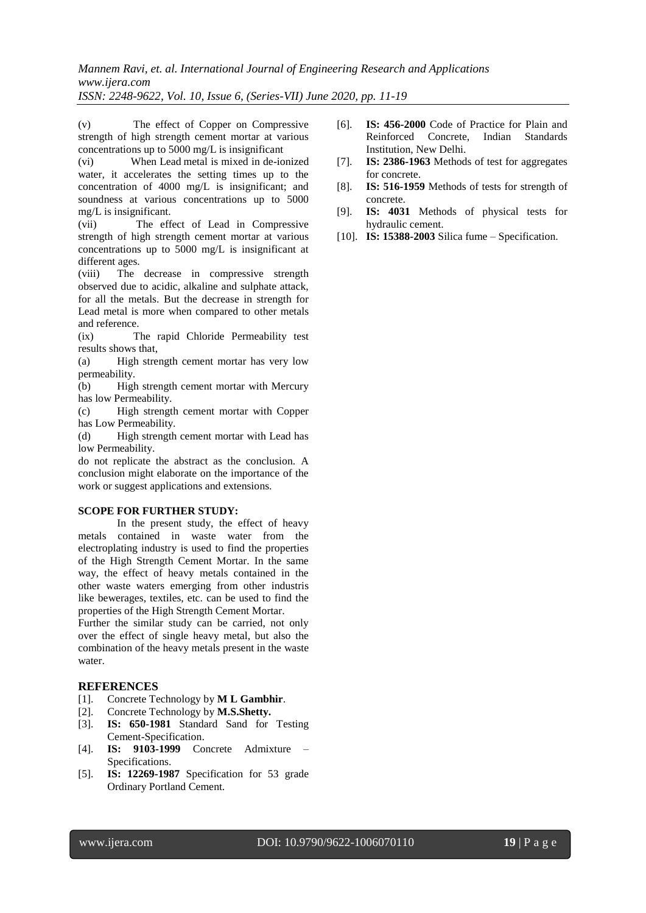(v) The effect of Copper on Compressive strength of high strength cement mortar at various concentrations up to 5000 mg/L is insignificant

(vi) When Lead metal is mixed in de-ionized water, it accelerates the setting times up to the concentration of 4000 mg/L is insignificant; and soundness at various concentrations up to 5000 mg/L is insignificant.

(vii) The effect of Lead in Compressive strength of high strength cement mortar at various concentrations up to 5000 mg/L is insignificant at different ages.

(viii) The decrease in compressive strength observed due to acidic, alkaline and sulphate attack, for all the metals. But the decrease in strength for Lead metal is more when compared to other metals and reference.

(ix) The rapid Chloride Permeability test results shows that,

(a) High strength cement mortar has very low permeability.

(b) High strength cement mortar with Mercury has low Permeability.

(c) High strength cement mortar with Copper has Low Permeability.

(d) High strength cement mortar with Lead has low Permeability.

do not replicate the abstract as the conclusion. A conclusion might elaborate on the importance of the work or suggest applications and extensions.

**SCOPE FOR FURTHER STUDY:**

In the present study, the effect of heavy metals contained in waste water from the electroplating industry is used to find the properties of the High Strength Cement Mortar. In the same way, the effect of heavy metals contained in the other waste waters emerging from other industris like bewerages, textiles, etc. can be used to find the properties of the High Strength Cement Mortar.

Further the similar study can be carried, not only over the effect of single heavy metal, but also the combination of the heavy metals present in the waste water.

## REFERENCES

[1]. Concrete Technology by **M L Gambhir**.

[2]. Concrete Technology by **M.S.Shetty.**

[3]. **IS: 650-1981** Standard Sand for Testing Cement-Specification.

[4]. **IS: 9103-1999** Concrete Admixture – Specifications.

[5]. **IS: 12269-1987** Specification for 53 grade Ordinary Portland Cement.

[6]. **IS: 456-2000** Code of Practice for Plain and Reinforced Concrete, Indian Standards Institution, New Delhi.

[7]. **IS: 2386-1963** Methods of test for aggregates for concrete.

[8]. **IS: 516-1959** Methods of tests for strength of concrete.

[9]. **IS: 4031** Methods of physical tests for hydraulic cement.

[10]. **IS: 15388-2003** Silica fume – Specification.